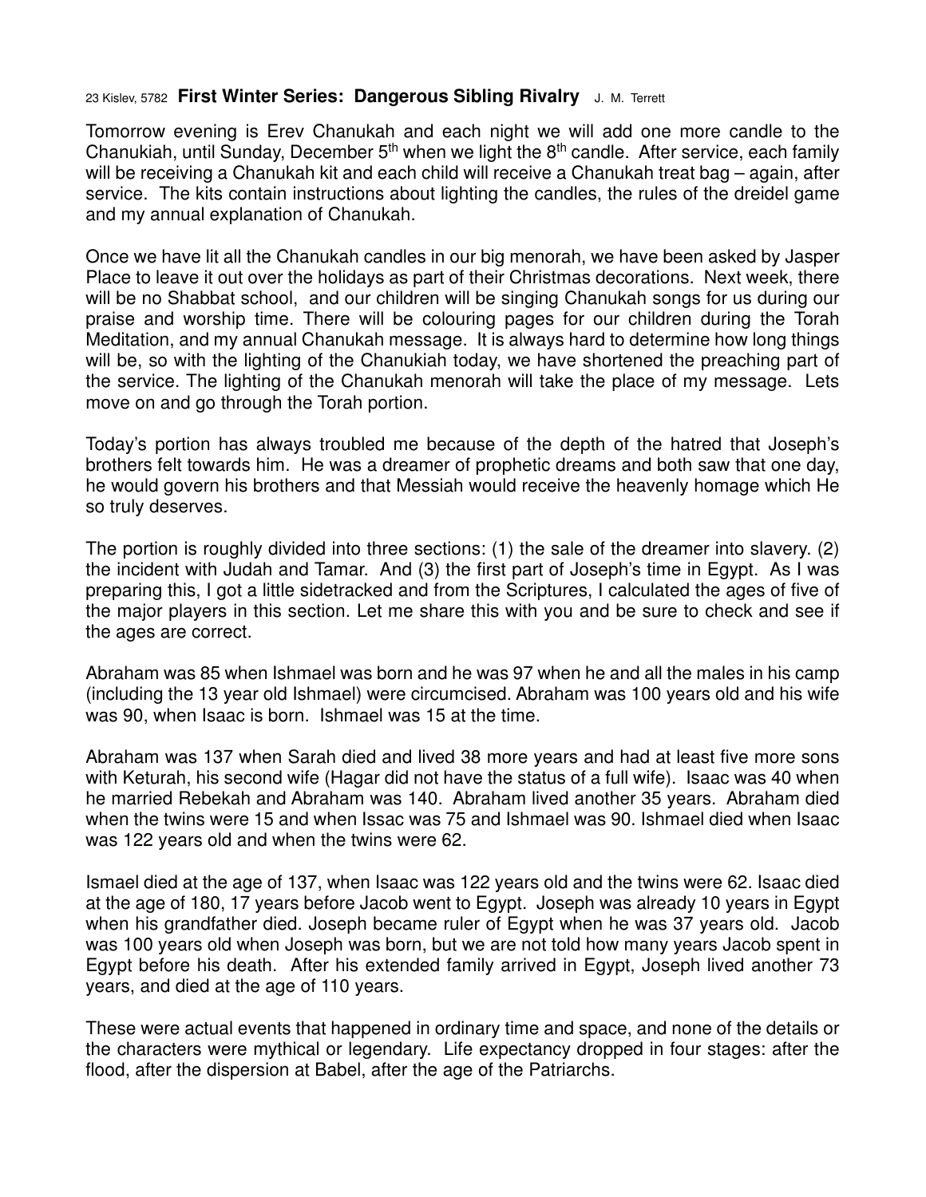23 Kislev, 5782 **First Winter Series: Dangerous Sibling Rivalry** J. M. Terrett

Tomorrow evening is Erev Chanukah and each night we will add one more candle to the Chanukiah, until Sunday, December 5th when we light the 8th candle. After service, each family will be receiving a Chanukah kit and each child will receive a Chanukah treat bag – again, after service. The kits contain instructions about lighting the candles, the rules of the dreidel game and my annual explanation of Chanukah.

Once we have lit all the Chanukah candles in our big menorah, we have been asked by Jasper Place to leave it out over the holidays as part of their Christmas decorations. Next week, there will be no Shabbat school, and our children will be singing Chanukah songs for us during our praise and worship time. There will be colouring pages for our children during the Torah Meditation, and my annual Chanukah message. It is always hard to determine how long things will be, so with the lighting of the Chanukiah today, we have shortened the preaching part of the service. The lighting of the Chanukah menorah will take the place of my message. Lets move on and go through the Torah portion.

Today's portion has always troubled me because of the depth of the hatred that Joseph's brothers felt towards him. He was a dreamer of prophetic dreams and both saw that one day, he would govern his brothers and that Messiah would receive the heavenly homage which He so truly deserves.

The portion is roughly divided into three sections: (1) the sale of the dreamer into slavery. (2) the incident with Judah and Tamar. And (3) the first part of Joseph's time in Egypt. As I was preparing this, I got a little sidetracked and from the Scriptures, I calculated the ages of five of the major players in this section. Let me share this with you and be sure to check and see if the ages are correct.

Abraham was 85 when Ishmael was born and he was 97 when he and all the males in his camp (including the 13 year old Ishmael) were circumcised. Abraham was 100 years old and his wife was 90, when Isaac is born. Ishmael was 15 at the time.

Abraham was 137 when Sarah died and lived 38 more years and had at least five more sons with Keturah, his second wife (Hagar did not have the status of a full wife). Isaac was 40 when he married Rebekah and Abraham was 140. Abraham lived another 35 years. Abraham died when the twins were 15 and when Issac was 75 and Ishmael was 90. Ishmael died when Isaac was 122 years old and when the twins were 62.

Ismael died at the age of 137, when Isaac was 122 years old and the twins were 62. Isaac died at the age of 180, 17 years before Jacob went to Egypt. Joseph was already 10 years in Egypt when his grandfather died. Joseph became ruler of Egypt when he was 37 years old. Jacob was 100 years old when Joseph was born, but we are not told how many years Jacob spent in Egypt before his death. After his extended family arrived in Egypt, Joseph lived another 73 years, and died at the age of 110 years.

These were actual events that happened in ordinary time and space, and none of the details or the characters were mythical or legendary. Life expectancy dropped in four stages: after the flood, after the dispersion at Babel, after the age of the Patriarchs.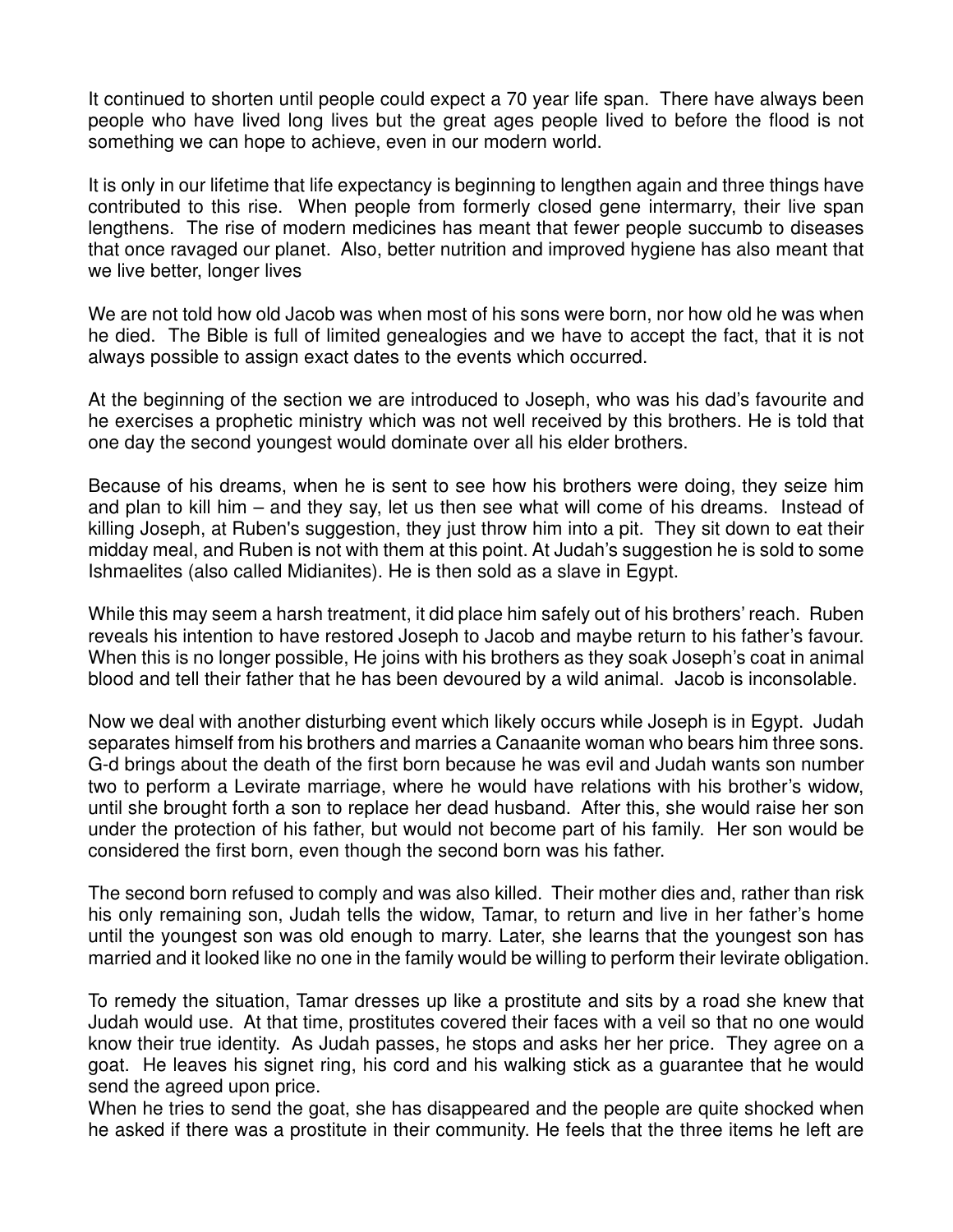It continued to shorten until people could expect a 70 year life span. There have always been people who have lived long lives but the great ages people lived to before the flood is not something we can hope to achieve, even in our modern world.

It is only in our lifetime that life expectancy is beginning to lengthen again and three things have contributed to this rise. When people from formerly closed gene intermarry, their live span lengthens. The rise of modern medicines has meant that fewer people succumb to diseases that once ravaged our planet. Also, better nutrition and improved hygiene has also meant that we live better, longer lives

We are not told how old Jacob was when most of his sons were born, nor how old he was when he died. The Bible is full of limited genealogies and we have to accept the fact, that it is not always possible to assign exact dates to the events which occurred.

At the beginning of the section we are introduced to Joseph, who was his dad's favourite and he exercises a prophetic ministry which was not well received by this brothers. He is told that one day the second youngest would dominate over all his elder brothers.

Because of his dreams, when he is sent to see how his brothers were doing, they seize him and plan to kill him – and they say, let us then see what will come of his dreams. Instead of killing Joseph, at Ruben's suggestion, they just throw him into a pit. They sit down to eat their midday meal, and Ruben is not with them at this point. At Judah's suggestion he is sold to some Ishmaelites (also called Midianites). He is then sold as a slave in Egypt.

While this may seem a harsh treatment, it did place him safely out of his brothers' reach. Ruben reveals his intention to have restored Joseph to Jacob and maybe return to his father's favour. When this is no longer possible, He joins with his brothers as they soak Joseph's coat in animal blood and tell their father that he has been devoured by a wild animal. Jacob is inconsolable.

Now we deal with another disturbing event which likely occurs while Joseph is in Egypt. Judah separates himself from his brothers and marries a Canaanite woman who bears him three sons. G-d brings about the death of the first born because he was evil and Judah wants son number two to perform a Levirate marriage, where he would have relations with his brother's widow, until she brought forth a son to replace her dead husband. After this, she would raise her son under the protection of his father, but would not become part of his family. Her son would be considered the first born, even though the second born was his father.

The second born refused to comply and was also killed. Their mother dies and, rather than risk his only remaining son, Judah tells the widow, Tamar, to return and live in her father's home until the youngest son was old enough to marry. Later, she learns that the youngest son has married and it looked like no one in the family would be willing to perform their levirate obligation.

To remedy the situation, Tamar dresses up like a prostitute and sits by a road she knew that Judah would use. At that time, prostitutes covered their faces with a veil so that no one would know their true identity. As Judah passes, he stops and asks her her price. They agree on a goat. He leaves his signet ring, his cord and his walking stick as a guarantee that he would send the agreed upon price.
When he tries to send the goat, she has disappeared and the people are quite shocked when he asked if there was a prostitute in their community. He feels that the three items he left are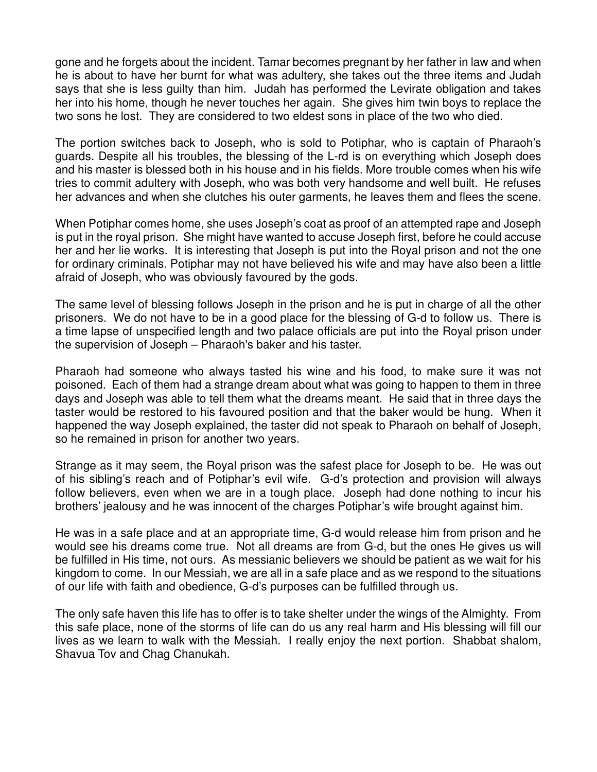gone and he forgets about the incident. Tamar becomes pregnant by her father in law and when he is about to have her burnt for what was adultery, she takes out the three items and Judah says that she is less guilty than him. Judah has performed the Levirate obligation and takes her into his home, though he never touches her again. She gives him twin boys to replace the two sons he lost. They are considered to two eldest sons in place of the two who died.

The portion switches back to Joseph, who is sold to Potiphar, who is captain of Pharaoh's guards. Despite all his troubles, the blessing of the L-rd is on everything which Joseph does and his master is blessed both in his house and in his fields. More trouble comes when his wife tries to commit adultery with Joseph, who was both very handsome and well built. He refuses her advances and when she clutches his outer garments, he leaves them and flees the scene.

When Potiphar comes home, she uses Joseph's coat as proof of an attempted rape and Joseph is put in the royal prison. She might have wanted to accuse Joseph first, before he could accuse her and her lie works. It is interesting that Joseph is put into the Royal prison and not the one for ordinary criminals. Potiphar may not have believed his wife and may have also been a little afraid of Joseph, who was obviously favoured by the gods.

The same level of blessing follows Joseph in the prison and he is put in charge of all the other prisoners. We do not have to be in a good place for the blessing of G-d to follow us. There is a time lapse of unspecified length and two palace officials are put into the Royal prison under the supervision of Joseph – Pharaoh's baker and his taster.

Pharaoh had someone who always tasted his wine and his food, to make sure it was not poisoned. Each of them had a strange dream about what was going to happen to them in three days and Joseph was able to tell them what the dreams meant. He said that in three days the taster would be restored to his favoured position and that the baker would be hung. When it happened the way Joseph explained, the taster did not speak to Pharaoh on behalf of Joseph, so he remained in prison for another two years.

Strange as it may seem, the Royal prison was the safest place for Joseph to be. He was out of his sibling's reach and of Potiphar's evil wife. G-d's protection and provision will always follow believers, even when we are in a tough place. Joseph had done nothing to incur his brothers' jealousy and he was innocent of the charges Potiphar's wife brought against him.

He was in a safe place and at an appropriate time, G-d would release him from prison and he would see his dreams come true. Not all dreams are from G-d, but the ones He gives us will be fulfilled in His time, not ours. As messianic believers we should be patient as we wait for his kingdom to come. In our Messiah, we are all in a safe place and as we respond to the situations of our life with faith and obedience, G-d's purposes can be fulfilled through us.

The only safe haven this life has to offer is to take shelter under the wings of the Almighty. From this safe place, none of the storms of life can do us any real harm and His blessing will fill our lives as we learn to walk with the Messiah. I really enjoy the next portion. Shabbat shalom, Shavua Tov and Chag Chanukah.